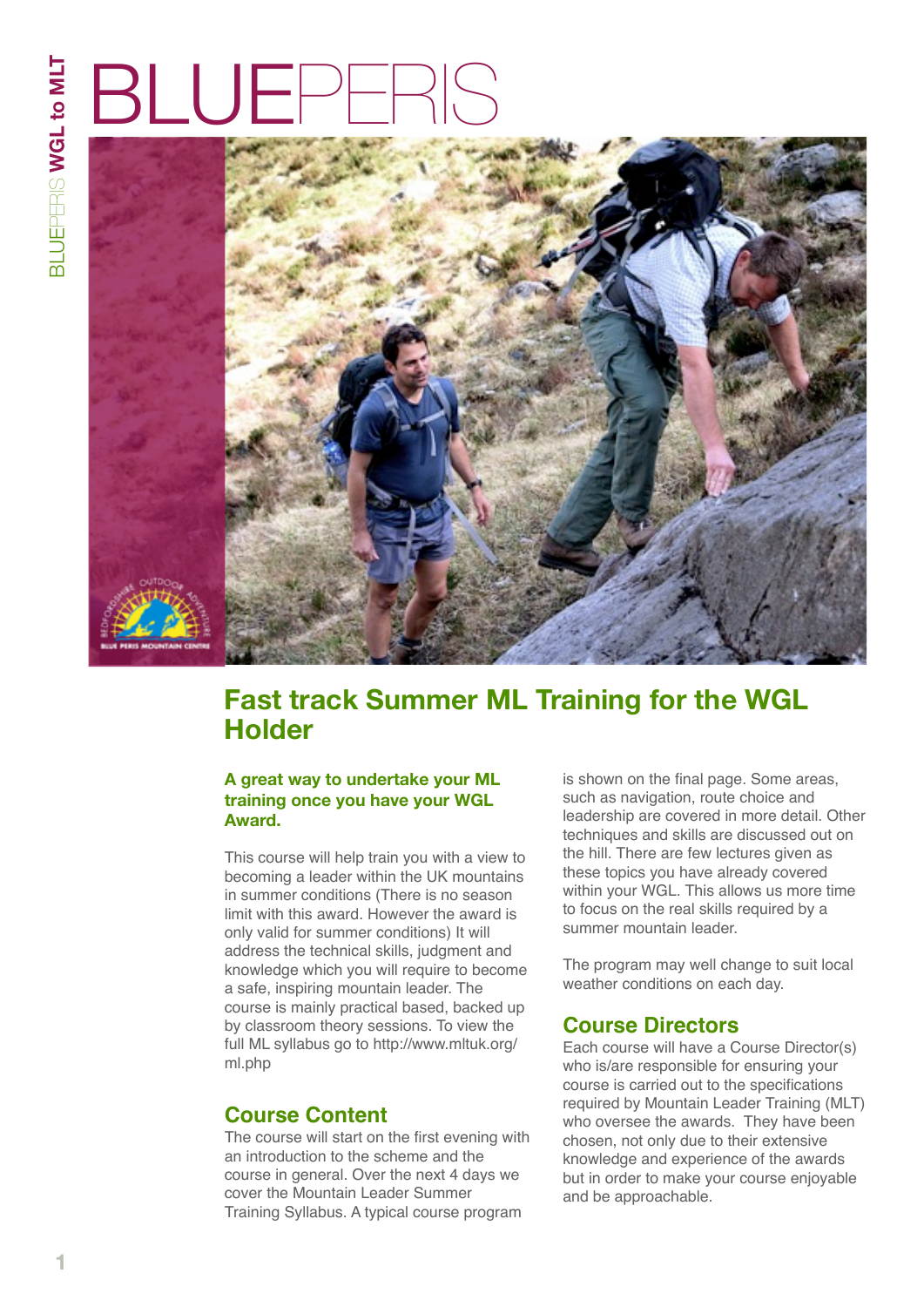# BLUEPERIS

## Fast track Summer ML Training for the WGL Holder

**A great way to undertake your ML training once you have your WGL Award.**

This course will help train you with a view to becoming a leader within the UK mountains in summer conditions (There is no season limit with this award. However the award is only valid for summer conditions) It will address the technical skills, judgment and knowledge which you will require to become a safe, inspiring mountain leader. The course is mainly practical based, backed up by classroom theory sessions. To view the full ML syllabus go to http://www.mltuk.org/ml.php

### Course Content

The course will start on the first evening with an introduction to the scheme and the course in general. Over the next 4 days we cover the Mountain Leader Summer Training Syllabus. A typical course program is shown on the final page. Some areas, such as navigation, route choice and leadership are covered in more detail. Other techniques and skills are discussed out on the hill. There are few lectures given as these topics you have already covered within your WGL. This allows us more time to focus on the real skills required by a summer mountain leader.

The program may well change to suit local weather conditions on each day.

### Course Directors

Each course will have a Course Director(s) who is/are responsible for ensuring your course is carried out to the specifications required by Mountain Leader Training (MLT) who oversee the awards. They have been chosen, not only due to their extensive knowledge and experience of the awards but in order to make your course enjoyable and be approachable.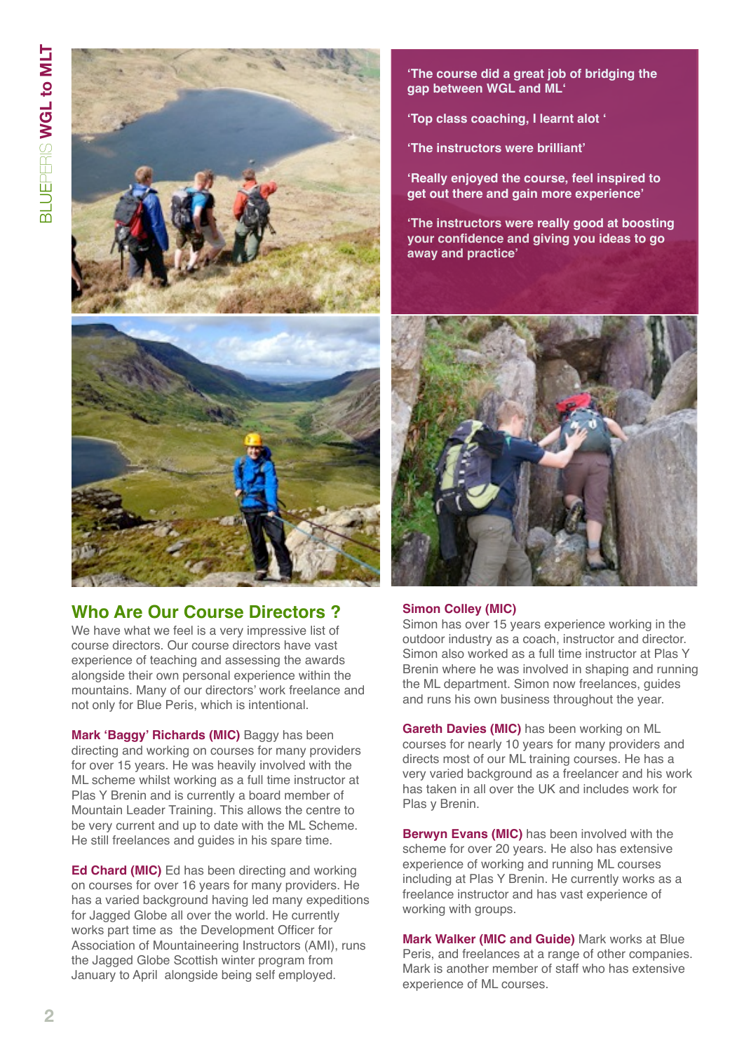'The course did a great job of bridging the gap between WGL and ML'

'Top class coaching, I learnt alot '

'The instructors were brilliant'

'Really enjoyed the course, feel inspired to get out there and gain more experience'

'The instructors were really good at boosting your confidence and giving you ideas to go away and practice'

## Who Are Our Course Directors ?

We have what we feel is a very impressive list of course directors. Our course directors have vast experience of teaching and assessing the awards alongside their own personal experience within the mountains. Many of our directors' work freelance and not only for Blue Peris, which is intentional.

**Mark 'Baggy' Richards (MIC)** Baggy has been directing and working on courses for many providers for over 15 years. He was heavily involved with the ML scheme whilst working as a full time instructor at Plas Y Brenin and is currently a board member of Mountain Leader Training. This allows the centre to be very current and up to date with the ML Scheme. He still freelances and guides in his spare time.

**Ed Chard (MIC)** Ed has been directing and working on courses for over 16 years for many providers. He has a varied background having led many expeditions for Jagged Globe all over the world. He currently works part time as the Development Officer for Association of Mountaineering Instructors (AMI), runs the Jagged Globe Scottish winter program from January to April alongside being self employed.

**Simon Colley (MIC)**
Simon has over 15 years experience working in the outdoor industry as a coach, instructor and director. Simon also worked as a full time instructor at Plas Y Brenin where he was involved in shaping and running the ML department. Simon now freelances, guides and runs his own business throughout the year.

**Gareth Davies (MIC)** has been working on ML courses for nearly 10 years for many providers and directs most of our ML training courses. He has a very varied background as a freelancer and his work has taken in all over the UK and includes work for Plas y Brenin.

**Berwyn Evans (MIC)** has been involved with the scheme for over 20 years. He also has extensive experience of working and running ML courses including at Plas Y Brenin. He currently works as a freelance instructor and has vast experience of working with groups.

**Mark Walker (MIC and Guide)** Mark works at Blue Peris, and freelances at a range of other companies. Mark is another member of staff who has extensive experience of ML courses.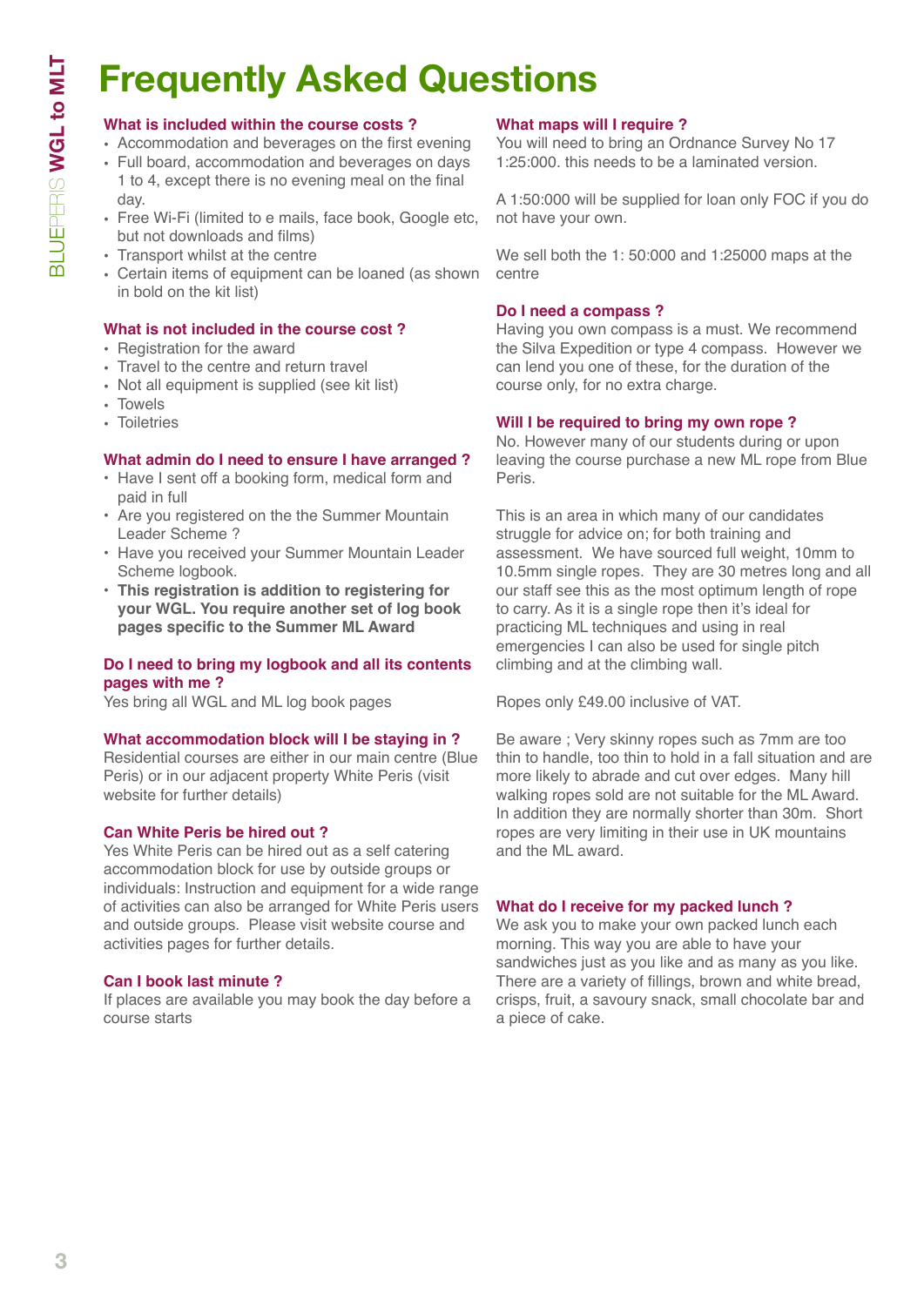# Frequently Asked Questions

### What is included within the course costs ?

- Accommodation and beverages on the first evening
- Full board, accommodation and beverages on days 1 to 4, except there is no evening meal on the final day.
- Free Wi-Fi (limited to e mails, face book, Google etc, but not downloads and films)
- Transport whilst at the centre
- Certain items of equipment can be loaned (as shown in bold on the kit list)

### What is not included in the course cost ?

- Registration for the award
- Travel to the centre and return travel
- Not all equipment is supplied (see kit list)
- Towels
- Toiletries

### What admin do I need to ensure I have arranged ?

- Have I sent off a booking form, medical form and paid in full
- Are you registered on the the Summer Mountain Leader Scheme ?
- Have you received your Summer Mountain Leader Scheme logbook.
- **This registration is addition to registering for your WGL. You require another set of log book pages specific to the Summer ML Award**

### Do I need to bring my logbook and all its contents pages with me ?

Yes bring all WGL and ML log book pages

### What accommodation block will I be staying in ?

Residential courses are either in our main centre (Blue Peris) or in our adjacent property White Peris (visit website for further details)

### Can White Peris be hired out ?

Yes White Peris can be hired out as a self catering accommodation block for use by outside groups or individuals: Instruction and equipment for a wide range of activities can also be arranged for White Peris users and outside groups. Please visit website course and activities pages for further details.

### Can I book last minute ?

If places are available you may book the day before a course starts

### What maps will I require ?

You will need to bring an Ordnance Survey No 17 1:25:000. this needs to be a laminated version.

A 1:50:000 will be supplied for loan only FOC if you do not have your own.

We sell both the 1: 50:000 and 1:25000 maps at the centre

### Do I need a compass ?

Having you own compass is a must. We recommend the Silva Expedition or type 4 compass. However we can lend you one of these, for the duration of the course only, for no extra charge.

### Will I be required to bring my own rope ?

No. However many of our students during or upon leaving the course purchase a new ML rope from Blue Peris.

This is an area in which many of our candidates struggle for advice on; for both training and assessment. We have sourced full weight, 10mm to 10.5mm single ropes. They are 30 metres long and all our staff see this as the most optimum length of rope to carry. As it is a single rope then it's ideal for practicing ML techniques and using in real emergencies I can also be used for single pitch climbing and at the climbing wall.

Ropes only £49.00 inclusive of VAT.

Be aware ; Very skinny ropes such as 7mm are too thin to handle, too thin to hold in a fall situation and are more likely to abrade and cut over edges. Many hill walking ropes sold are not suitable for the ML Award. In addition they are normally shorter than 30m. Short ropes are very limiting in their use in UK mountains and the ML award.

### What do I receive for my packed lunch ?

We ask you to make your own packed lunch each morning. This way you are able to have your sandwiches just as you like and as many as you like. There are a variety of fillings, brown and white bread, crisps, fruit, a savoury snack, small chocolate bar and a piece of cake.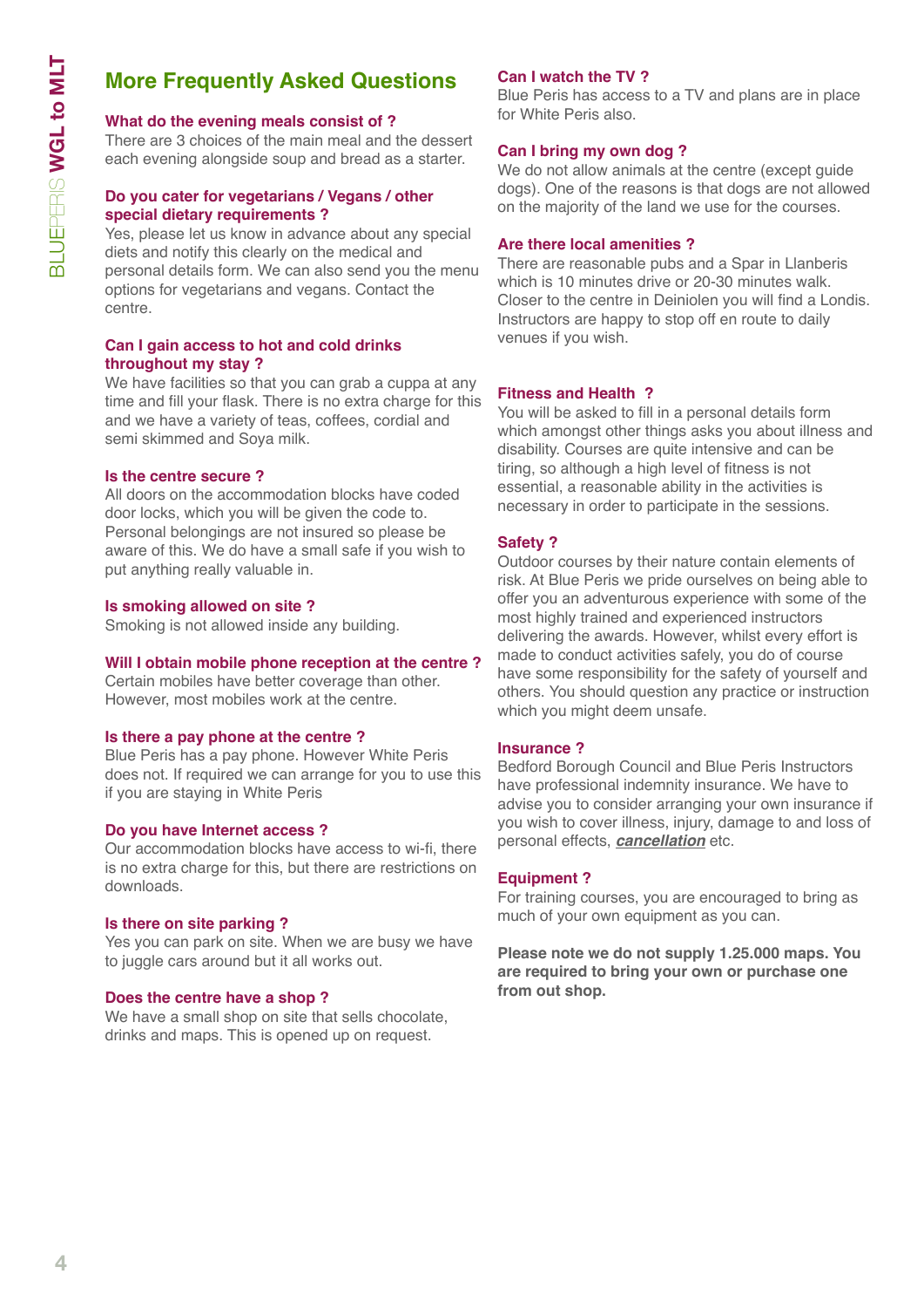## More Frequently Asked Questions

### What do the evening meals consist of ?

There are 3 choices of the main meal and the dessert each evening alongside soup and bread as a starter.

### Do you cater for vegetarians / Vegans / other special dietary requirements ?

Yes, please let us know in advance about any special diets and notify this clearly on the medical and personal details form. We can also send you the menu options for vegetarians and vegans. Contact the centre.

### Can I gain access to hot and cold drinks throughout my stay ?

We have facilities so that you can grab a cuppa at any time and fill your flask. There is no extra charge for this and we have a variety of teas, coffees, cordial and semi skimmed and Soya milk.

### Is the centre secure ?

All doors on the accommodation blocks have coded door locks, which you will be given the code to. Personal belongings are not insured so please be aware of this. We do have a small safe if you wish to put anything really valuable in.

### Is smoking allowed on site ?

Smoking is not allowed inside any building.

### Will I obtain mobile phone reception at the centre ?

Certain mobiles have better coverage than other. However, most mobiles work at the centre.

### Is there a pay phone at the centre ?

Blue Peris has a pay phone. However White Peris does not. If required we can arrange for you to use this if you are staying in White Peris

### Do you have Internet access ?

Our accommodation blocks have access to wi-fi, there is no extra charge for this, but there are restrictions on downloads.

### Is there on site parking ?

Yes you can park on site. When we are busy we have to juggle cars around but it all works out.

### Does the centre have a shop ?

We have a small shop on site that sells chocolate, drinks and maps. This is opened up on request.

### Can I watch the TV ?

Blue Peris has access to a TV and plans are in place for White Peris also.

### Can I bring my own dog ?

We do not allow animals at the centre (except guide dogs). One of the reasons is that dogs are not allowed on the majority of the land we use for the courses.

### Are there local amenities ?

There are reasonable pubs and a Spar in Llanberis which is 10 minutes drive or 20-30 minutes walk. Closer to the centre in Deiniolen you will find a Londis. Instructors are happy to stop off en route to daily venues if you wish.

### Fitness and Health ?

You will be asked to fill in a personal details form which amongst other things asks you about illness and disability. Courses are quite intensive and can be tiring, so although a high level of fitness is not essential, a reasonable ability in the activities is necessary in order to participate in the sessions.

### Safety ?

Outdoor courses by their nature contain elements of risk. At Blue Peris we pride ourselves on being able to offer you an adventurous experience with some of the most highly trained and experienced instructors delivering the awards. However, whilst every effort is made to conduct activities safely, you do of course have some responsibility for the safety of yourself and others. You should question any practice or instruction which you might deem unsafe.

### Insurance ?

Bedford Borough Council and Blue Peris Instructors have professional indemnity insurance. We have to advise you to consider arranging your own insurance if you wish to cover illness, injury, damage to and loss of personal effects, ***cancellation*** etc.

### Equipment ?

For training courses, you are encouraged to bring as much of your own equipment as you can.

**Please note we do not supply 1.25.000 maps. You are required to bring your own or purchase one from out shop.**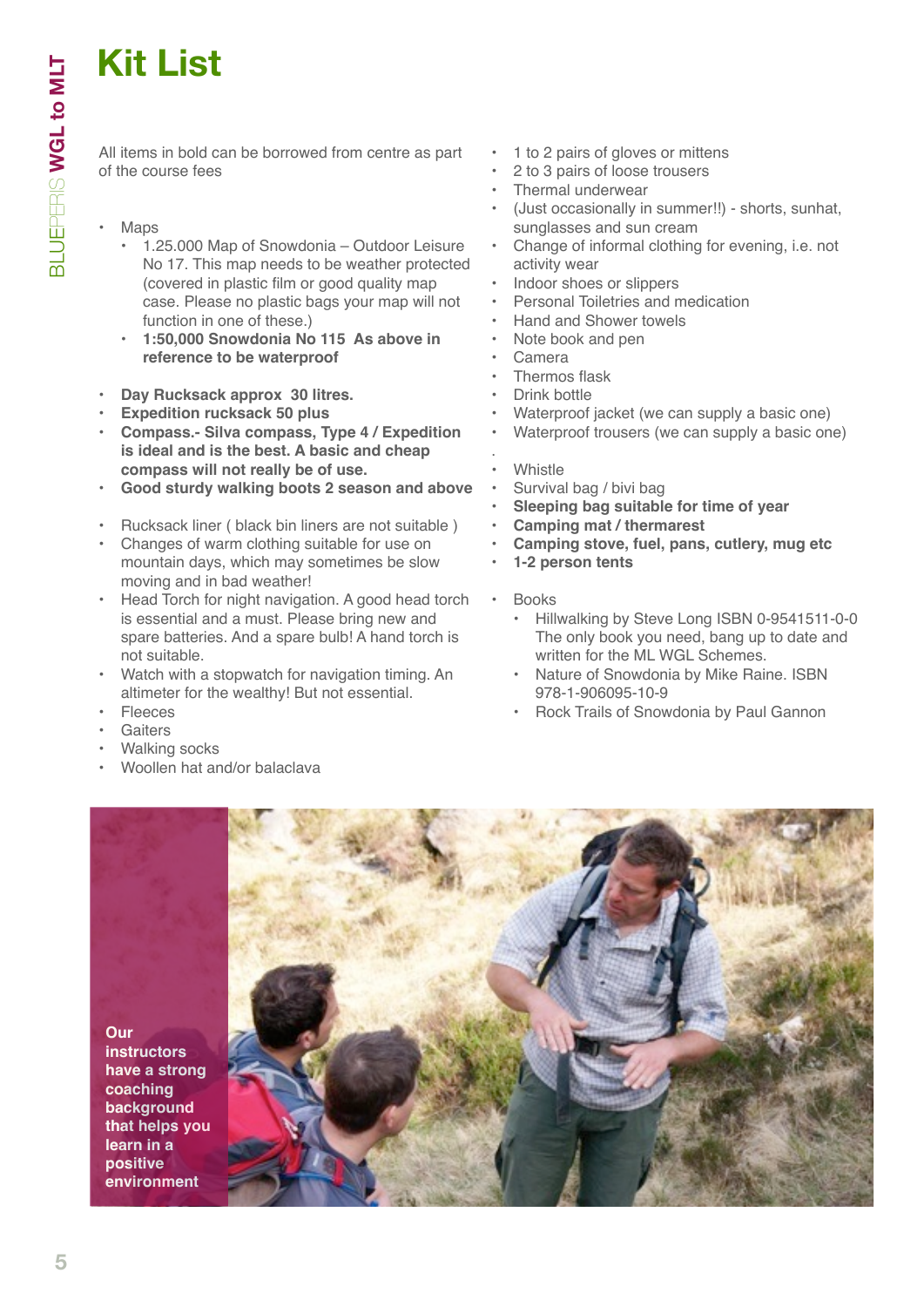# Kit List

All items in bold can be borrowed from centre as part of the course fees

- Maps
  - 1.25.000 Map of Snowdonia – Outdoor Leisure No 17. This map needs to be weather protected (covered in plastic film or good quality map case. Please no plastic bags your map will not function in one of these.)
  - **1:50,000 Snowdonia No 115 As above in reference to be waterproof**

- **Day Rucksack approx 30 litres.**
- **Expedition rucksack 50 plus**
- **Compass.- Silva compass, Type 4 / Expedition is ideal and is the best. A basic and cheap compass will not really be of use.**
- **Good sturdy walking boots 2 season and above**

- Rucksack liner ( black bin liners are not suitable )
- Changes of warm clothing suitable for use on mountain days, which may sometimes be slow moving and in bad weather!
- Head Torch for night navigation. A good head torch is essential and a must. Please bring new and spare batteries. And a spare bulb! A hand torch is not suitable.
- Watch with a stopwatch for navigation timing. An altimeter for the wealthy! But not essential.
- Fleeces
- Gaiters
- Walking socks
- Woollen hat and/or balaclava
- 1 to 2 pairs of gloves or mittens
- 2 to 3 pairs of loose trousers
- Thermal underwear
- (Just occasionally in summer!!) - shorts, sunhat, sunglasses and sun cream
- Change of informal clothing for evening, i.e. not activity wear
- Indoor shoes or slippers
- Personal Toiletries and medication
- Hand and Shower towels
- Note book and pen
- Camera
- Thermos flask
- Drink bottle
- Waterproof jacket (we can supply a basic one)
- Waterproof trousers (we can supply a basic one)

- Whistle
- Survival bag / bivi bag
- **Sleeping bag suitable for time of year**
- **Camping mat / thermarest**
- **Camping stove, fuel, pans, cutlery, mug etc**
- **1-2 person tents**

- Books
  - Hillwalking by Steve Long ISBN 0-9541511-0-0 The only book you need, bang up to date and written for the ML WGL Schemes.
  - Nature of Snowdonia by Mike Raine. ISBN 978-1-906095-10-9
  - Rock Trails of Snowdonia by Paul Gannon

**Our instructors have a strong coaching background that helps you learn in a positive environment**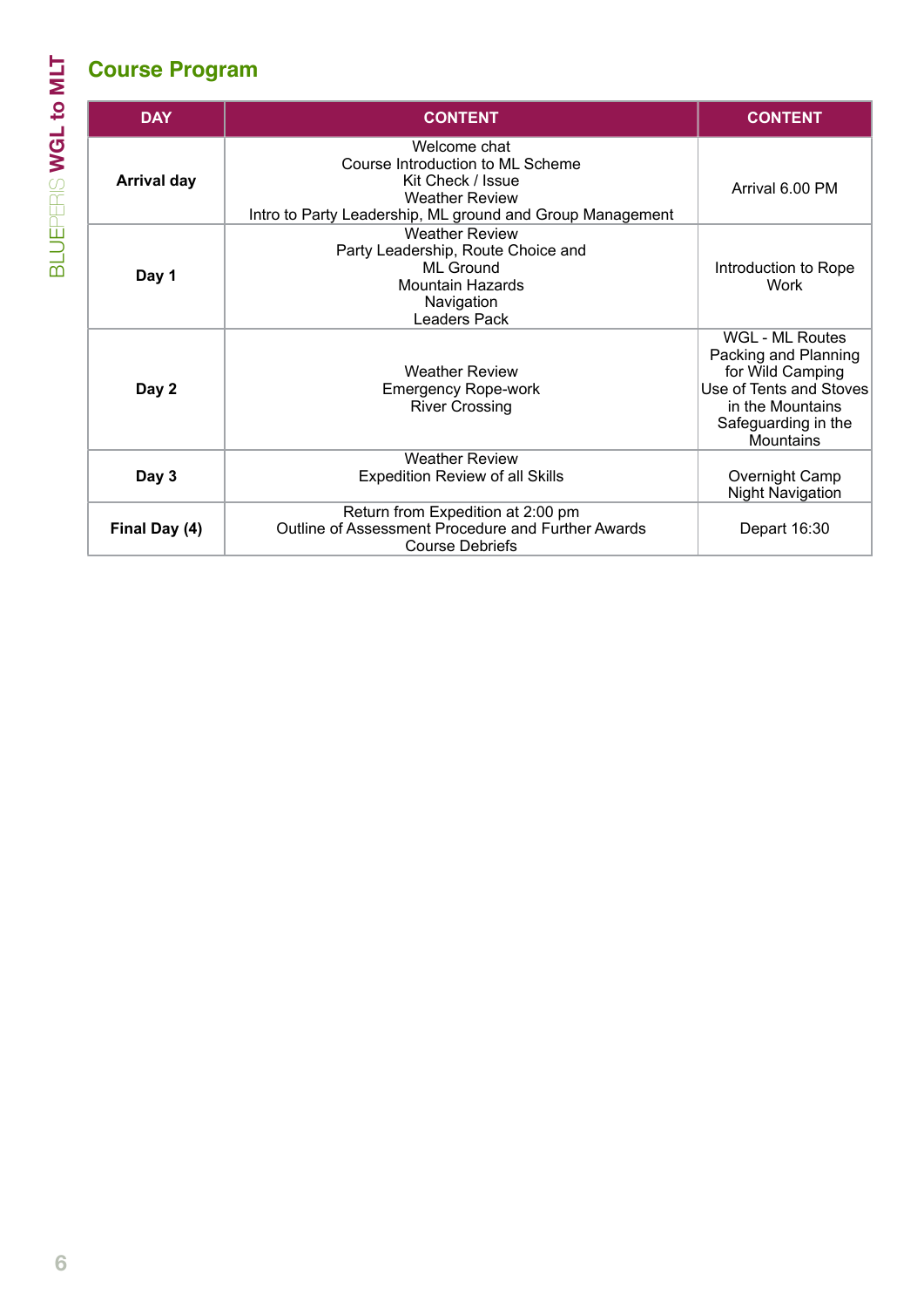## Course Program

| DAY | CONTENT | CONTENT |
|---|---|---|
| **Arrival day** | Welcome chat<br>Course Introduction to ML Scheme<br>Kit Check / Issue<br>Weather Review<br>Intro to Party Leadership, ML ground and Group Management | Arrival 6.00 PM |
| **Day 1** | Weather Review<br>Party Leadership, Route Choice and ML Ground<br>Mountain Hazards<br>Navigation<br>Leaders Pack | Introduction to Rope Work |
| **Day 2** | Weather Review<br>Emergency Rope-work<br>River Crossing | WGL - ML Routes<br>Packing and Planning for Wild Camping<br>Use of Tents and Stoves in the Mountains<br>Safeguarding in the Mountains |
| **Day 3** | Weather Review<br>Expedition Review of all Skills | Overnight Camp<br>Night Navigation |
| **Final Day (4)** | Return from Expedition at 2:00 pm<br>Outline of Assessment Procedure and Further Awards<br>Course Debriefs | Depart 16:30 |